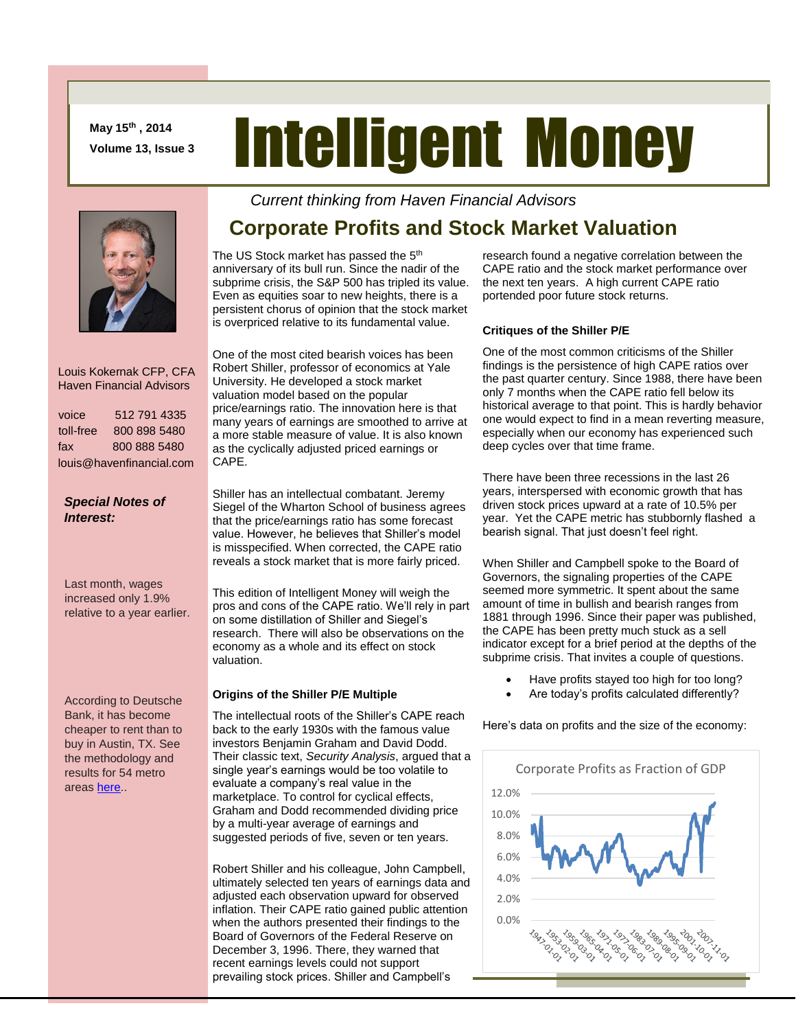May 15th, 2014
Volume 13, Issue 3

# Intelligent Money

*Current thinking from Haven Financial Advisors*

Louis Kokernak CFP, CFA
Haven Financial Advisors

voice 512 791 4335
toll-free 800 898 5480
fax 800 888 5480
louis@havenfinancial.com

***Special Notes of Interest:***

Last month, wages increased only 1.9% relative to a year earlier.

According to Deutsche Bank, it has become cheaper to rent than to buy in Austin, TX. See the methodology and results for 54 metro areas here..

## Corporate Profits and Stock Market Valuation

The US Stock market has passed the 5th anniversary of its bull run. Since the nadir of the subprime crisis, the S&P 500 has tripled its value. Even as equities soar to new heights, there is a persistent chorus of opinion that the stock market is overpriced relative to its fundamental value.

One of the most cited bearish voices has been Robert Shiller, professor of economics at Yale University. He developed a stock market valuation model based on the popular price/earnings ratio. The innovation here is that many years of earnings are smoothed to arrive at a more stable measure of value. It is also known as the cyclically adjusted priced earnings or CAPE.

Shiller has an intellectual combatant. Jeremy Siegel of the Wharton School of business agrees that the price/earnings ratio has some forecast value. However, he believes that Shiller's model is misspecified. When corrected, the CAPE ratio reveals a stock market that is more fairly priced.

This edition of Intelligent Money will weigh the pros and cons of the CAPE ratio. We'll rely in part on some distillation of Shiller and Siegel's research. There will also be observations on the economy as a whole and its effect on stock valuation.

### Origins of the Shiller P/E Multiple

The intellectual roots of the Shiller's CAPE reach back to the early 1930s with the famous value investors Benjamin Graham and David Dodd. Their classic text, *Security Analysis*, argued that a single year's earnings would be too volatile to evaluate a company's real value in the marketplace. To control for cyclical effects, Graham and Dodd recommended dividing price by a multi-year average of earnings and suggested periods of five, seven or ten years.

Robert Shiller and his colleague, John Campbell, ultimately selected ten years of earnings data and adjusted each observation upward for observed inflation. Their CAPE ratio gained public attention when the authors presented their findings to the Board of Governors of the Federal Reserve on December 3, 1996. There, they warned that recent earnings levels could not support prevailing stock prices. Shiller and Campbell's research found a negative correlation between the CAPE ratio and the stock market performance over the next ten years. A high current CAPE ratio portended poor future stock returns.

### Critiques of the Shiller P/E

One of the most common criticisms of the Shiller findings is the persistence of high CAPE ratios over the past quarter century. Since 1988, there have been only 7 months when the CAPE ratio fell below its historical average to that point. This is hardly behavior one would expect to find in a mean reverting measure, especially when our economy has experienced such deep cycles over that time frame.

There have been three recessions in the last 26 years, interspersed with economic growth that has driven stock prices upward at a rate of 10.5% per year. Yet the CAPE metric has stubbornly flashed a bearish signal. That just doesn't feel right.

When Shiller and Campbell spoke to the Board of Governors, the signaling properties of the CAPE seemed more symmetric. It spent about the same amount of time in bullish and bearish ranges from 1881 through 1996. Since their paper was published, the CAPE has been pretty much stuck as a sell indicator except for a brief period at the depths of the subprime crisis. That invites a couple of questions.

- Have profits stayed too high for too long?
- Are today's profits calculated differently?

Here's data on profits and the size of the economy:

Corporate Profits as Fraction of GDP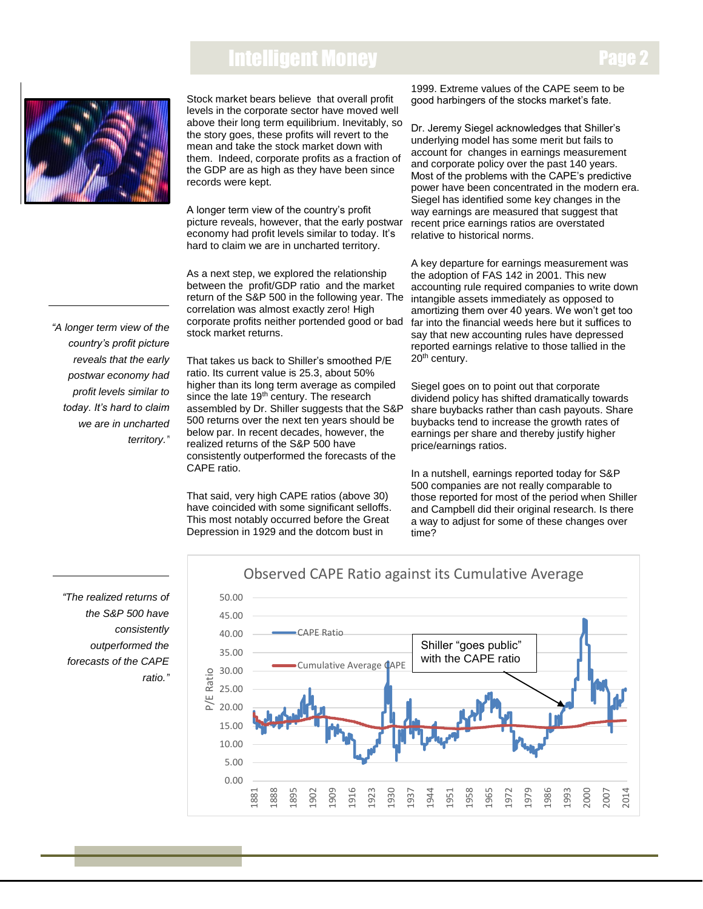Stock market bears believe that overall profit levels in the corporate sector have moved well above their long term equilibrium. Inevitably, so the story goes, these profits will revert to the mean and take the stock market down with them. Indeed, corporate profits as a fraction of the GDP are as high as they have been since records were kept.

A longer term view of the country's profit picture reveals, however, that the early postwar economy had profit levels similar to today. It's hard to claim we are in uncharted territory.

> *"A longer term view of the country's profit picture reveals that the early postwar economy had profit levels similar to today. It's hard to claim we are in uncharted territory."*

As a next step, we explored the relationship between the profit/GDP ratio and the market return of the S&P 500 in the following year. The correlation was almost exactly zero! High corporate profits neither portended good or bad stock market returns.

That takes us back to Shiller's smoothed P/E ratio. Its current value is 25.3, about 50% higher than its long term average as compiled since the late 19th century. The research assembled by Dr. Shiller suggests that the S&P 500 returns over the next ten years should be below par. In recent decades, however, the realized returns of the S&P 500 have consistently outperformed the forecasts of the CAPE ratio.

That said, very high CAPE ratios (above 30) have coincided with some significant selloffs. This most notably occurred before the Great Depression in 1929 and the dotcom bust in 1999. Extreme values of the CAPE seem to be good harbingers of the stocks market's fate.

Dr. Jeremy Siegel acknowledges that Shiller's underlying model has some merit but fails to account for changes in earnings measurement and corporate policy over the past 140 years. Most of the problems with the CAPE's predictive power have been concentrated in the modern era. Siegel has identified some key changes in the way earnings are measured that suggest that recent price earnings ratios are overstated relative to historical norms.

A key departure for earnings measurement was the adoption of FAS 142 in 2001. This new accounting rule required companies to write down intangible assets immediately as opposed to amortizing them over 40 years. We won't get too far into the financial weeds here but it suffices to say that new accounting rules have depressed reported earnings relative to those tallied in the 20th century.

Siegel goes on to point out that corporate dividend policy has shifted dramatically towards share buybacks rather than cash payouts. Share buybacks tend to increase the growth rates of earnings per share and thereby justify higher price/earnings ratios.

In a nutshell, earnings reported today for S&P 500 companies are not really comparable to those reported for most of the period when Shiller and Campbell did their original research. Is there a way to adjust for some of these changes over time?

> *"The realized returns of the S&P 500 have consistently outperformed the forecasts of the CAPE ratio."*

**Observed CAPE Ratio against its Cumulative Average**

(Chart: P/E Ratio, 0.00–50.00, 1881–2014; series: CAPE Ratio, Cumulative Average CAPE; annotation: Shiller "goes public" with the CAPE ratio)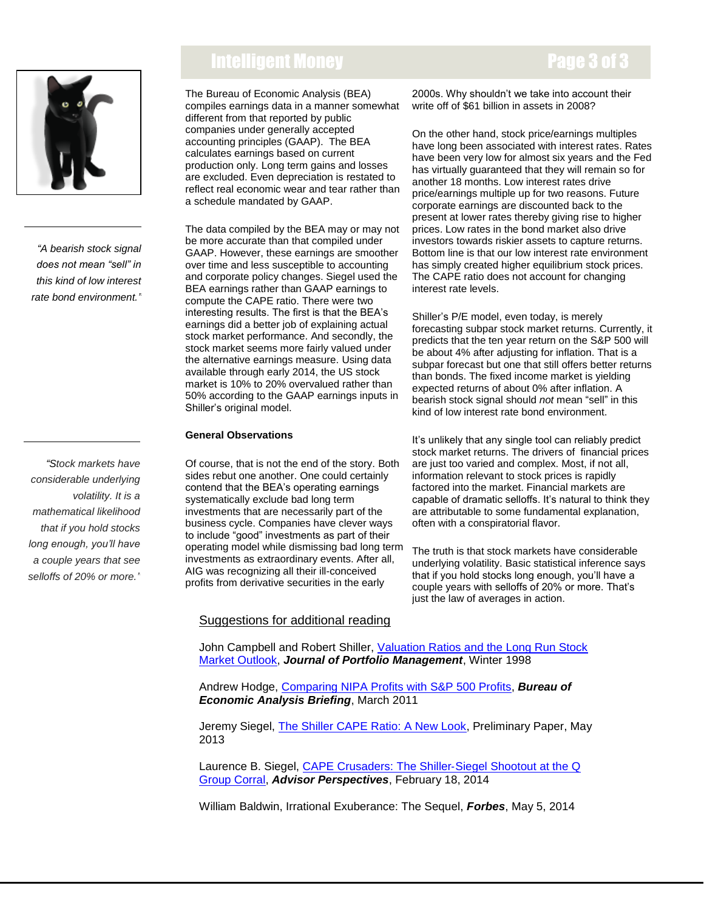The Bureau of Economic Analysis (BEA) compiles earnings data in a manner somewhat different from that reported by public companies under generally accepted accounting principles (GAAP). The BEA calculates earnings based on current production only. Long term gains and losses are excluded. Even depreciation is restated to reflect real economic wear and tear rather than a schedule mandated by GAAP.

The data compiled by the BEA may or may not be more accurate than that compiled under GAAP. However, these earnings are smoother over time and less susceptible to accounting and corporate policy changes. Siegel used the BEA earnings rather than GAAP earnings to compute the CAPE ratio. There were two interesting results. The first is that the BEA's earnings did a better job of explaining actual stock market performance. And secondly, the stock market seems more fairly valued under the alternative earnings measure. Using data available through early 2014, the US stock market is 10% to 20% overvalued rather than 50% according to the GAAP earnings inputs in Shiller's original model.

*"A bearish stock signal does not mean "sell" in this kind of low interest rate bond environment."*

**General Observations**

Of course, that is not the end of the story. Both sides rebut one another. One could certainly contend that the BEA's operating earnings systematically exclude bad long term investments that are necessarily part of the business cycle. Companies have clever ways to include "good" investments as part of their operating model while dismissing bad long term investments as extraordinary events. After all, AIG was recognizing all their ill-conceived profits from derivative securities in the early 2000s. Why shouldn't we take into account their write off of $61 billion in assets in 2008?

On the other hand, stock price/earnings multiples have long been associated with interest rates. Rates have been very low for almost six years and the Fed has virtually guaranteed that they will remain so for another 18 months. Low interest rates drive price/earnings multiple up for two reasons. Future corporate earnings are discounted back to the present at lower rates thereby giving rise to higher prices. Low rates in the bond market also drive investors towards riskier assets to capture returns. Bottom line is that our low interest rate environment has simply created higher equilibrium stock prices. The CAPE ratio does not account for changing interest rate levels.

Shiller's P/E model, even today, is merely forecasting subpar stock market returns. Currently, it predicts that the ten year return on the S&P 500 will be about 4% after adjusting for inflation. That is a subpar forecast but one that still offers better returns than bonds. The fixed income market is yielding expected returns of about 0% after inflation. A bearish stock signal should *not* mean "sell" in this kind of low interest rate bond environment.

*"Stock markets have considerable underlying volatility. It is a mathematical likelihood that if you hold stocks long enough, you'll have a couple years that see selloffs of 20% or more."*

It's unlikely that any single tool can reliably predict stock market returns. The drivers of financial prices are just too varied and complex. Most, if not all, information relevant to stock prices is rapidly factored into the market. Financial markets are capable of dramatic selloffs. It's natural to think they are attributable to some fundamental explanation, often with a conspiratorial flavor.

The truth is that stock markets have considerable underlying volatility. Basic statistical inference says that if you hold stocks long enough, you'll have a couple years with selloffs of 20% or more. That's just the law of averages in action.

## Suggestions for additional reading

John Campbell and Robert Shiller, Valuation Ratios and the Long Run Stock Market Outlook, ***Journal of Portfolio Management***, Winter 1998

Andrew Hodge, Comparing NIPA Profits with S&P 500 Profits, ***Bureau of Economic Analysis Briefing***, March 2011

Jeremy Siegel, The Shiller CAPE Ratio: A New Look, Preliminary Paper, May 2013

Laurence B. Siegel, CAPE Crusaders: The Shiller-Siegel Shootout at the Q Group Corral, ***Advisor Perspectives***, February 18, 2014

William Baldwin, Irrational Exuberance: The Sequel, ***Forbes***, May 5, 2014